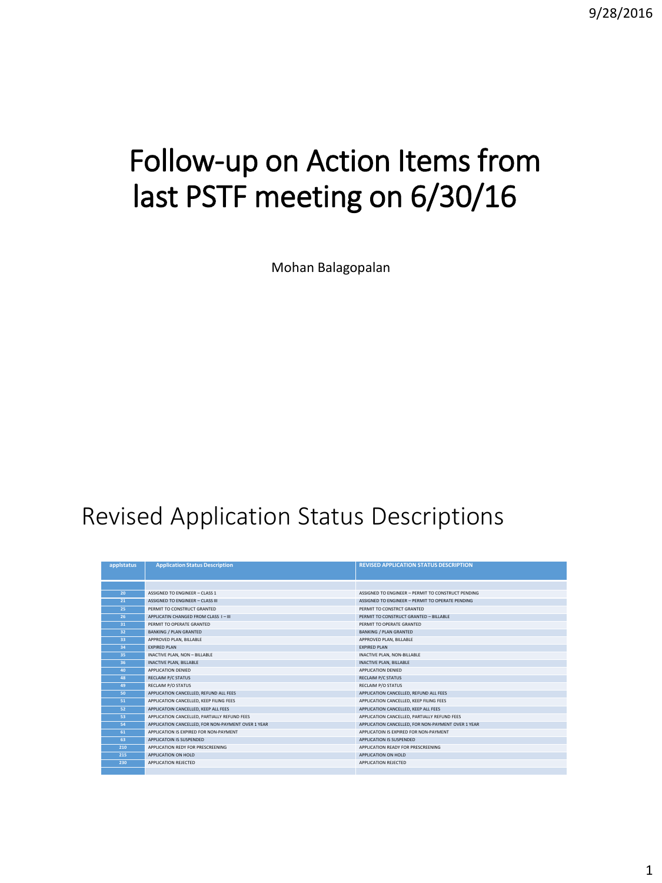# Follow-up on Action Items from last PSTF meeting on 6/30/16

Mohan Balagopalan

## Revised Application Status Descriptions

| applstatus | Application Status Description | REVISED APPLICATION STATUS DESCRIPTION |
|---|---|---|
| | | |
| 20 | ASSIGNED TO ENGINEER – CLASS 1 | ASSIGNED TO ENGINEER – PERMIT TO CONSTRUCT PENDING |
| 21 | ASSIGNED TO ENGINEER – CLASS III | ASSIGNED TO ENGINEER – PERMIT TO OPERATE PENDING |
| 25 | PERMIT TO CONSTRUCT GRANTED | PERMIT TO CONSTRCT GRANTED |
| 26 | APPLICATIN CHANGED FROM CLASS I – III | PERMIT TO CONSTRUCT GRANTED – BILLABLE |
| 31 | PERMIT TO OPERATE GRANTED | PERMIT TO OPERATE GRANTED |
| 32 | BANKING / PLAN GRANTED | BANKING / PLAN GRANTED |
| 33 | APPROVED PLAN, BILLABLE | APPROVED PLAN, BILLABLE |
| 34 | EXPIRED PLAN | EXPIRED PLAN |
| 35 | INACTIVE PLAN, NON – BILLABLE | INACTIVE PLAN, NON-BILLABLE |
| 36 | INACTIVE PLAN, BILLABLE | INACTIVE PLAN, BILLABLE |
| 40 | APPLICATION DENIED | APPLICATION DENIED |
| 48 | RECLAIM P/C STATUS | RECLAIM P/C STATUS |
| 49 | RECLAIM P/O STATUS | RECLAIM P/O STATUS |
| 50 | APPLICATION CANCELLED, REFUND ALL FEES | APPLICATION CANCELLED, REFUND ALL FEES |
| 51 | APPLICATION CANCELLED, KEEP FILING FEES | APPLICATION CANCELLED, KEEP FILING FEES |
| 52 | APPLICATOIN CANCELLED, KEEP ALL FEES | APPLICATION CANCELLED, KEEP ALL FEES |
| 53 | APPLICATION CANCELLED, PARTIALLY REFUND FEES | APPLICATION CANCELLED, PARTIALLY REFUND FEES |
| 54 | APPLICATION CANCELLED, FOR NON-PAYMENT OVER 1 YEAR | APPLICATION CANCELLED, FOR NON-PAYMENT OVER 1 YEAR |
| 61 | APPLICATION IS EXPIRED FOR NON-PAYMENT | APPLICATOIN IS EXPIRED FOR NON-PAYMENT |
| 63 | APPLICATOIN IS SUSPENDED | APPLICATION IS SUSPENDED |
| 210 | APPLICATION REDY FOR PRESCREENING | APPLICATION READY FOR PRESCREENING |
| 215 | APPLICATION ON HOLD | APPLICATION ON HOLD |
| 230 | APPLICATION REJECTED | APPLICATION REJECTED |
| | | |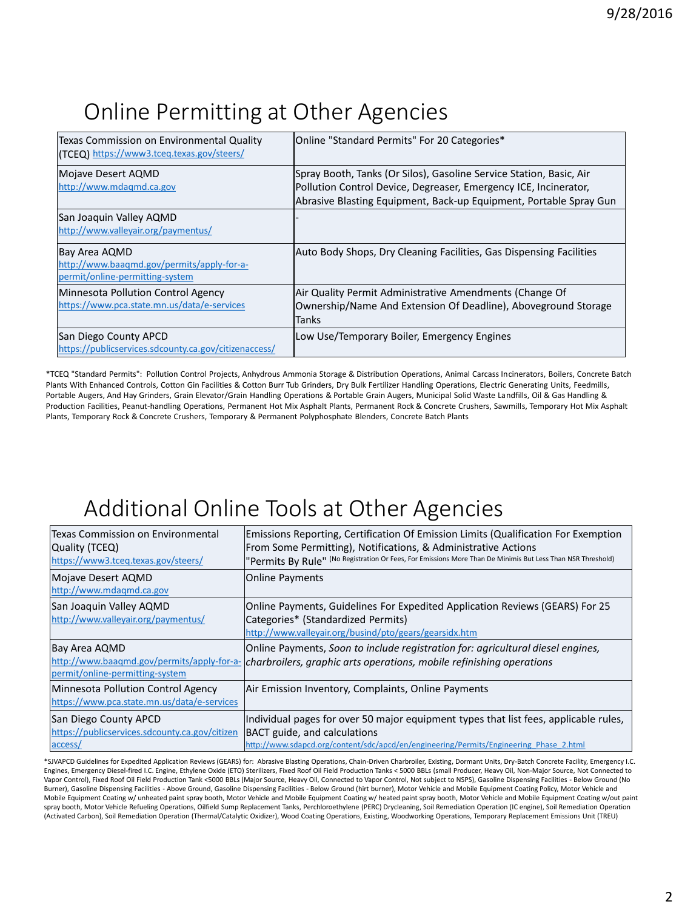# Online Permitting at Other Agencies

| Agency | Online Permitting |
|---|---|
| Texas Commission on Environmental Quality (TCEQ) https://www3.tceq.texas.gov/steers/ | Online "Standard Permits" For 20 Categories* |
| Mojave Desert AQMD http://www.mdaqmd.ca.gov | Spray Booth, Tanks (Or Silos), Gasoline Service Station, Basic, Air Pollution Control Device, Degreaser, Emergency ICE, Incinerator, Abrasive Blasting Equipment, Back-up Equipment, Portable Spray Gun |
| San Joaquin Valley AQMD http://www.valleyair.org/paymentus/ | - |
| Bay Area AQMD http://www.baaqmd.gov/permits/apply-for-a-permit/online-permitting-system | Auto Body Shops, Dry Cleaning Facilities, Gas Dispensing Facilities |
| Minnesota Pollution Control Agency https://www.pca.state.mn.us/data/e-services | Air Quality Permit Administrative Amendments (Change Of Ownership/Name And Extension Of Deadline), Aboveground Storage Tanks |
| San Diego County APCD https://publicservices.sdcounty.ca.gov/citizenaccess/ | Low Use/Temporary Boiler, Emergency Engines |

*TCEQ "Standard Permits": Pollution Control Projects, Anhydrous Ammonia Storage & Distribution Operations, Animal Carcass Incinerators, Boilers, Concrete Batch Plants With Enhanced Controls, Cotton Gin Facilities & Cotton Burr Tub Grinders, Dry Bulk Fertilizer Handling Operations, Electric Generating Units, Feedmills, Portable Augers, And Hay Grinders, Grain Elevator/Grain Handling Operations & Portable Grain Augers, Municipal Solid Waste Landfills, Oil & Gas Handling & Production Facilities, Peanut-handling Operations, Permanent Hot Mix Asphalt Plants, Permanent Rock & Concrete Crushers, Sawmills, Temporary Hot Mix Asphalt Plants, Temporary Rock & Concrete Crushers, Temporary & Permanent Polyphosphate Blenders, Concrete Batch Plants

# Additional Online Tools at Other Agencies

| Agency | Additional Online Tools |
|---|---|
| Texas Commission on Environmental Quality (TCEQ) https://www3.tceq.texas.gov/steers/ | Emissions Reporting, Certification Of Emission Limits (Qualification For Exemption From Some Permitting), Notifications, & Administrative Actions "Permits By Rule" (No Registration Or Fees, For Emissions More Than De Minimis But Less Than NSR Threshold) |
| Mojave Desert AQMD http://www.mdaqmd.ca.gov | Online Payments |
| San Joaquin Valley AQMD http://www.valleyair.org/paymentus/ | Online Payments, Guidelines For Expedited Application Reviews (GEARS) For 25 Categories* (Standardized Permits) http://www.valleyair.org/busind/pto/gears/gearsidx.htm |
| Bay Area AQMD http://www.baaqmd.gov/permits/apply-for-a-permit/online-permitting-system | Online Payments, *Soon to include registration for: agricultural diesel engines, charbroilers, graphic arts operations, mobile refinishing operations* |
| Minnesota Pollution Control Agency https://www.pca.state.mn.us/data/e-services | Air Emission Inventory, Complaints, Online Payments |
| San Diego County APCD https://publicservices.sdcounty.ca.gov/citizenaccess/ | Individual pages for over 50 major equipment types that list fees, applicable rules, BACT guide, and calculations http://www.sdapcd.org/content/sdc/apcd/en/engineering/Permits/Engineering_Phase_2.html |

*SJVAPCD Guidelines for Expedited Application Reviews (GEARS) for: Abrasive Blasting Operations, Chain-Driven Charbroiler, Existing, Dormant Units, Dry-Batch Concrete Facility, Emergency I.C. Engines, Emergency Diesel-fired I.C. Engine, Ethylene Oxide (ETO) Sterilizers, Fixed Roof Oil Field Production Tanks < 5000 BBLs (small Producer, Heavy Oil, Non-Major Source, Not Connected to Vapor Control), Fixed Roof Oil Field Production Tank <5000 BBLs (Major Source, Heavy Oil, Connected to Vapor Control, Not subject to NSPS), Gasoline Dispensing Facilities - Below Ground (No Burner), Gasoline Dispensing Facilities - Above Ground, Gasoline Dispensing Facilities - Below Ground (hirt burner), Motor Vehicle and Mobile Equipment Coating Policy, Motor Vehicle and Mobile Equipment Coating w/ unheated paint spray booth, Motor Vehicle and Mobile Equipment Coating w/ heated paint spray booth, Motor Vehicle and Mobile Equipment Coating w/out paint spray booth, Motor Vehicle Refueling Operations, Oilfield Sump Replacement Tanks, Perchloroethylene (PERC) Drycleaning, Soil Remediation Operation (IC engine), Soil Remediation Operation (Activated Carbon), Soil Remediation Operation (Thermal/Catalytic Oxidizer), Wood Coating Operations, Existing, Woodworking Operations, Temporary Replacement Emissions Unit (TREU)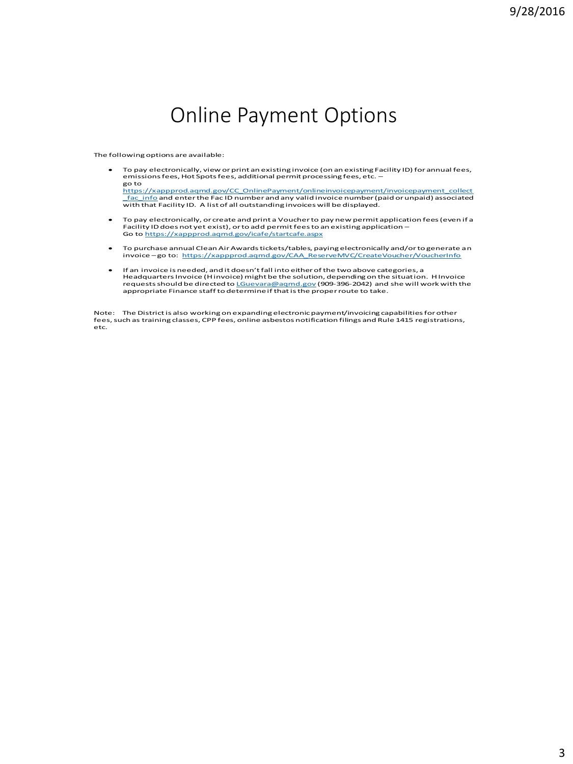# Online Payment Options

The following options are available:

- To pay electronically, view or print an existing invoice (on an existing Facility ID) for annual fees, emissions fees, Hot Spots fees, additional permit processing fees, etc. – go to https://xappprod.aqmd.gov/CC_OnlinePayment/onlineinvoicepayment/invoicepayment_collect_fac_info and enter the Fac ID number and any valid invoice number (paid or unpaid) associated with that Facility ID. A list of all outstanding invoices will be displayed.

- To pay electronically, or create and print a Voucher to pay new permit application fees (even if a Facility ID does not yet exist), or to add permit fees to an existing application – Go to https://xappprod.aqmd.gov/icafe/startcafe.aspx

- To purchase annual Clean Air Awards tickets/tables, paying electronically and/or to generate an invoice – go to: https://xappprod.aqmd.gov/CAA_ReserveMVC/CreateVoucher/VoucherInfo

- If an invoice is needed, and it doesn't fall into either of the two above categories, a Headquarters Invoice (H invoice) might be the solution, depending on the situation. H Invoice requests should be directed to LGuevara@aqmd.gov (909-396-2042) and she will work with the appropriate Finance staff to determine if that is the proper route to take.

Note: The District is also working on expanding electronic payment/invoicing capabilities for other fees, such as training classes, CPP fees, online asbestos notification filings and Rule 1415 registrations, etc.